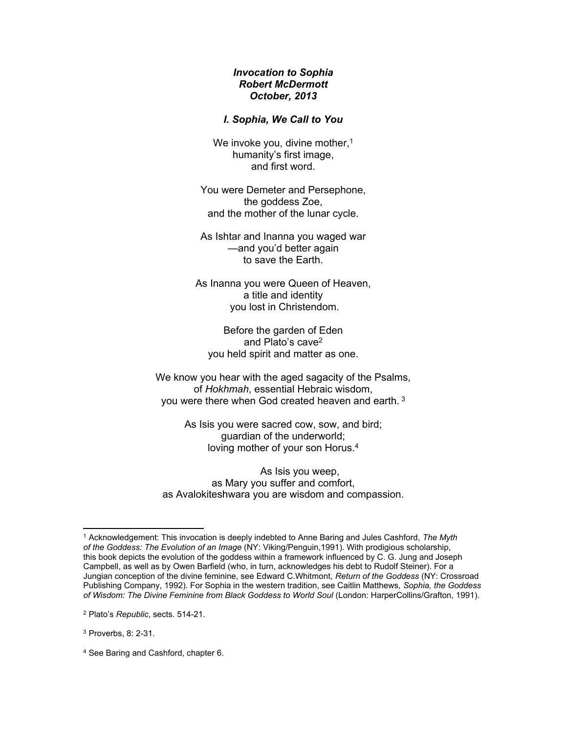***Invocation to Sophia***
***Robert McDermott***
***October, 2013***

### *I. Sophia, We Call to You*

We invoke you, divine mother,[1]
humanity's first image,
and first word.

You were Demeter and Persephone,
the goddess Zoe,
and the mother of the lunar cycle.

As Ishtar and Inanna you waged war
—and you'd better again
to save the Earth.

As Inanna you were Queen of Heaven,
a title and identity
you lost in Christendom.

Before the garden of Eden
and Plato's cave[2]
you held spirit and matter as one.

We know you hear with the aged sagacity of the Psalms,
of *Hokhmah*, essential Hebraic wisdom,
you were there when God created heaven and earth. [3]

As Isis you were sacred cow, sow, and bird;
guardian of the underworld;
loving mother of your son Horus.[4]

As Isis you weep,
as Mary you suffer and comfort,
as Avalokiteshwara you are wisdom and compassion.

---

[1] Acknowledgement: This invocation is deeply indebted to Anne Baring and Jules Cashford, *The Myth of the Goddess: The Evolution of an Image* (NY: Viking/Penguin,1991). With prodigious scholarship, this book depicts the evolution of the goddess within a framework influenced by C. G. Jung and Joseph Campbell, as well as by Owen Barfield (who, in turn, acknowledges his debt to Rudolf Steiner). For a Jungian conception of the divine feminine, see Edward C.Whitmont, *Return of the Goddess* (NY: Crossroad Publishing Company, 1992). For Sophia in the western tradition, see Caitlin Matthews, *Sophia, the Goddess of Wisdom: The Divine Feminine from Black Goddess to World Soul* (London: HarperCollins/Grafton, 1991).

[2] Plato's *Republic*, sects. 514-21.

[3] Proverbs, 8: 2-31.

[4] See Baring and Cashford, chapter 6.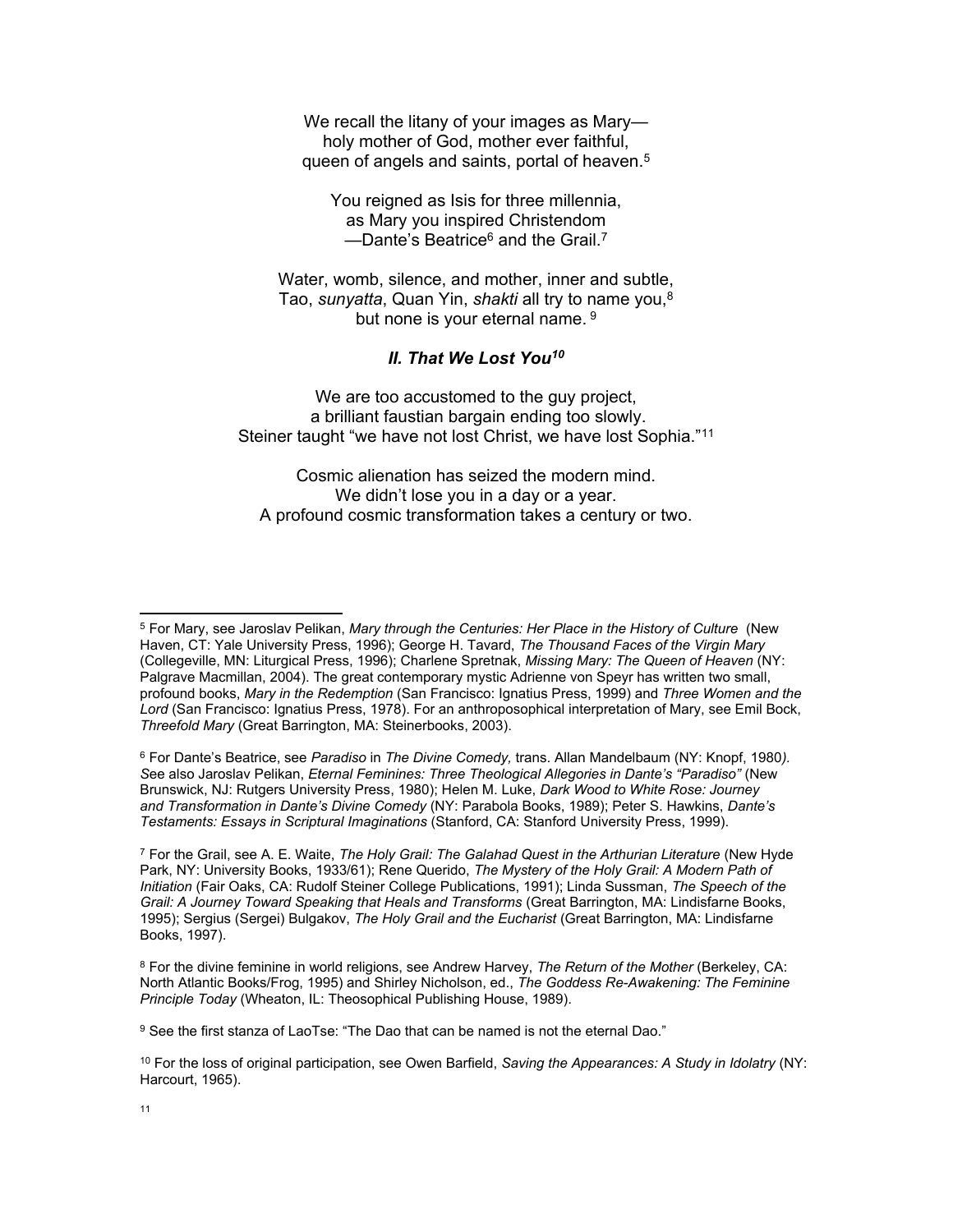We recall the litany of your images as Mary—
holy mother of God, mother ever faithful,
queen of angels and saints, portal of heaven.[5]

You reigned as Isis for three millennia,
as Mary you inspired Christendom
—Dante's Beatrice[6] and the Grail.[7]

Water, womb, silence, and mother, inner and subtle,
Tao, *sunyatta*, Quan Yin, *shakti* all try to name you,[8]
but none is your eternal name. [9]

### *II. That We Lost You[10]*

We are too accustomed to the guy project,
a brilliant faustian bargain ending too slowly.
Steiner taught "we have not lost Christ, we have lost Sophia."[11]

Cosmic alienation has seized the modern mind.
We didn't lose you in a day or a year.
A profound cosmic transformation takes a century or two.

---

[5] For Mary, see Jaroslav Pelikan, *Mary through the Centuries: Her Place in the History of Culture* (New Haven, CT: Yale University Press, 1996); George H. Tavard, *The Thousand Faces of the Virgin Mary* (Collegeville, MN: Liturgical Press, 1996); Charlene Spretnak, *Missing Mary: The Queen of Heaven* (NY: Palgrave Macmillan, 2004). The great contemporary mystic Adrienne von Speyr has written two small, profound books, *Mary in the Redemption* (San Francisco: Ignatius Press, 1999) and *Three Women and the Lord* (San Francisco: Ignatius Press, 1978). For an anthroposophical interpretation of Mary, see Emil Bock, *Threefold Mary* (Great Barrington, MA: Steinerbooks, 2003).

[6] For Dante's Beatrice, see *Paradiso* in *The Divine Comedy,* trans. Allan Mandelbaum (NY: Knopf, 1980). See also Jaroslav Pelikan, *Eternal Feminines: Three Theological Allegories in Dante's "Paradiso"* (New Brunswick, NJ: Rutgers University Press, 1980); Helen M. Luke, *Dark Wood to White Rose: Journey and Transformation in Dante's Divine Comedy* (NY: Parabola Books, 1989); Peter S. Hawkins, *Dante's Testaments: Essays in Scriptural Imaginations* (Stanford, CA: Stanford University Press, 1999).

[7] For the Grail, see A. E. Waite, *The Holy Grail: The Galahad Quest in the Arthurian Literature* (New Hyde Park, NY: University Books, 1933/61); Rene Querido, *The Mystery of the Holy Grail: A Modern Path of Initiation* (Fair Oaks, CA: Rudolf Steiner College Publications, 1991); Linda Sussman, *The Speech of the Grail: A Journey Toward Speaking that Heals and Transforms* (Great Barrington, MA: Lindisfarne Books, 1995); Sergius (Sergei) Bulgakov, *The Holy Grail and the Eucharist* (Great Barrington, MA: Lindisfarne Books, 1997).

[8] For the divine feminine in world religions, see Andrew Harvey, *The Return of the Mother* (Berkeley, CA: North Atlantic Books/Frog, 1995) and Shirley Nicholson, ed., *The Goddess Re-Awakening: The Feminine Principle Today* (Wheaton, IL: Theosophical Publishing House, 1989).

[9] See the first stanza of LaoTse: "The Dao that can be named is not the eternal Dao."

[10] For the loss of original participation, see Owen Barfield, *Saving the Appearances: A Study in Idolatry* (NY: Harcourt, 1965).

[11]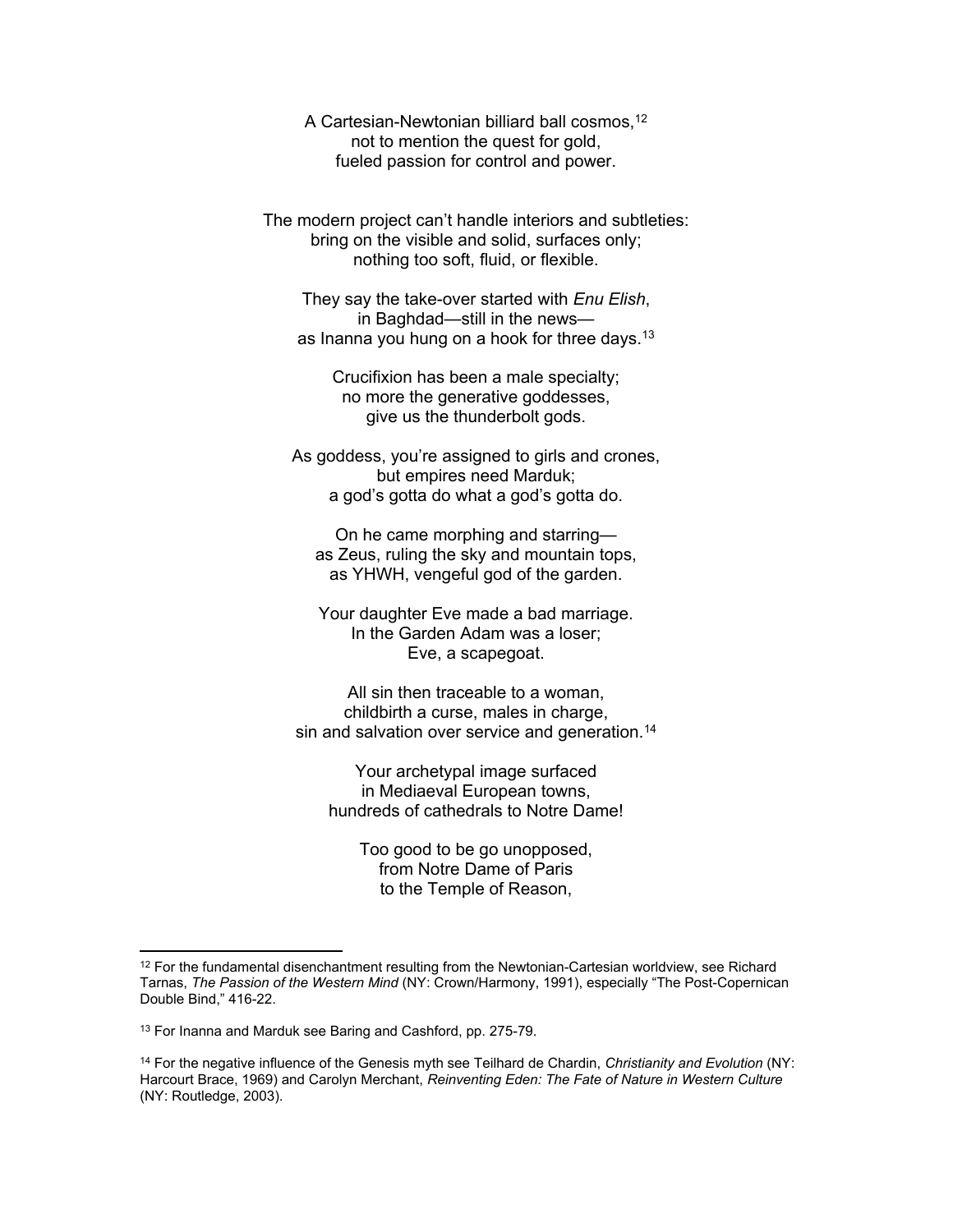A Cartesian-Newtonian billiard ball cosmos,[12]
not to mention the quest for gold,
fueled passion for control and power.

The modern project can't handle interiors and subtleties:
bring on the visible and solid, surfaces only;
nothing too soft, fluid, or flexible.

They say the take-over started with *Enu Elish*,
in Baghdad—still in the news—
as Inanna you hung on a hook for three days.[13]

Crucifixion has been a male specialty;
no more the generative goddesses,
give us the thunderbolt gods.

As goddess, you're assigned to girls and crones,
but empires need Marduk;
a god's gotta do what a god's gotta do.

On he came morphing and starring—
as Zeus, ruling the sky and mountain tops,
as YHWH, vengeful god of the garden.

Your daughter Eve made a bad marriage.
In the Garden Adam was a loser;
Eve, a scapegoat.

All sin then traceable to a woman,
childbirth a curse, males in charge,
sin and salvation over service and generation.[14]

Your archetypal image surfaced
in Mediaeval European towns,
hundreds of cathedrals to Notre Dame!

Too good to be go unopposed,
from Notre Dame of Paris
to the Temple of Reason,

---

[12] For the fundamental disenchantment resulting from the Newtonian-Cartesian worldview, see Richard Tarnas, *The Passion of the Western Mind* (NY: Crown/Harmony, 1991), especially "The Post-Copernican Double Bind," 416-22.

[13] For Inanna and Marduk see Baring and Cashford, pp. 275-79.

[14] For the negative influence of the Genesis myth see Teilhard de Chardin, *Christianity and Evolution* (NY: Harcourt Brace, 1969) and Carolyn Merchant, *Reinventing Eden: The Fate of Nature in Western Culture* (NY: Routledge, 2003).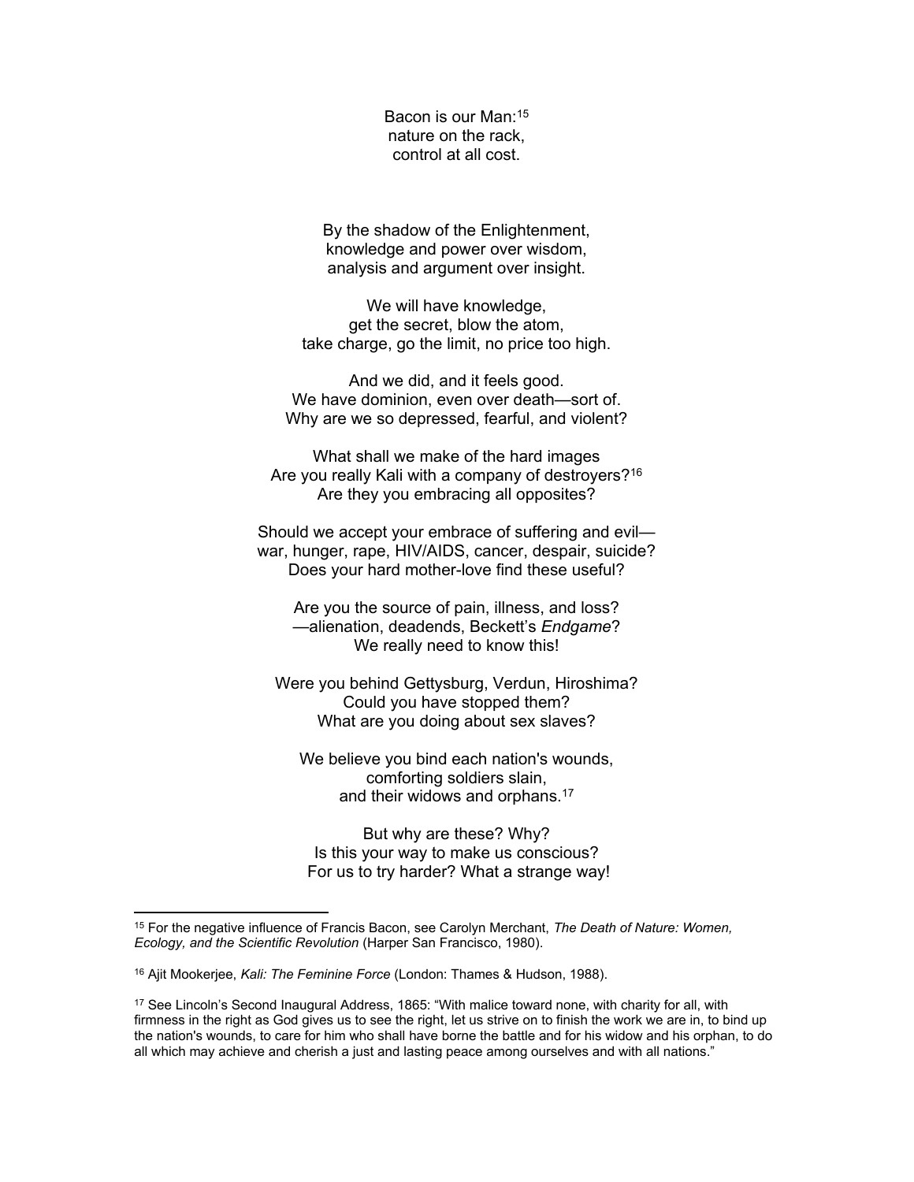Bacon is our Man:[15]
nature on the rack,
control at all cost.

By the shadow of the Enlightenment,
knowledge and power over wisdom,
analysis and argument over insight.

We will have knowledge,
get the secret, blow the atom,
take charge, go the limit, no price too high.

And we did, and it feels good.
We have dominion, even over death—sort of.
Why are we so depressed, fearful, and violent?

What shall we make of the hard images
Are you really Kali with a company of destroyers?[16]
Are they you embracing all opposites?

Should we accept your embrace of suffering and evil—
war, hunger, rape, HIV/AIDS, cancer, despair, suicide?
Does your hard mother-love find these useful?

Are you the source of pain, illness, and loss?
—alienation, deadends, Beckett's *Endgame*?
We really need to know this!

Were you behind Gettysburg, Verdun, Hiroshima?
Could you have stopped them?
What are you doing about sex slaves?

We believe you bind each nation's wounds,
comforting soldiers slain,
and their widows and orphans.[17]

But why are these? Why?
Is this your way to make us conscious?
For us to try harder? What a strange way!

---

[15] For the negative influence of Francis Bacon, see Carolyn Merchant, *The Death of Nature: Women, Ecology, and the Scientific Revolution* (Harper San Francisco, 1980).

[16] Ajit Mookerjee, *Kali: The Feminine Force* (London: Thames & Hudson, 1988).

[17] See Lincoln's Second Inaugural Address, 1865: "With malice toward none, with charity for all, with firmness in the right as God gives us to see the right, let us strive on to finish the work we are in, to bind up the nation's wounds, to care for him who shall have borne the battle and for his widow and his orphan, to do all which may achieve and cherish a just and lasting peace among ourselves and with all nations."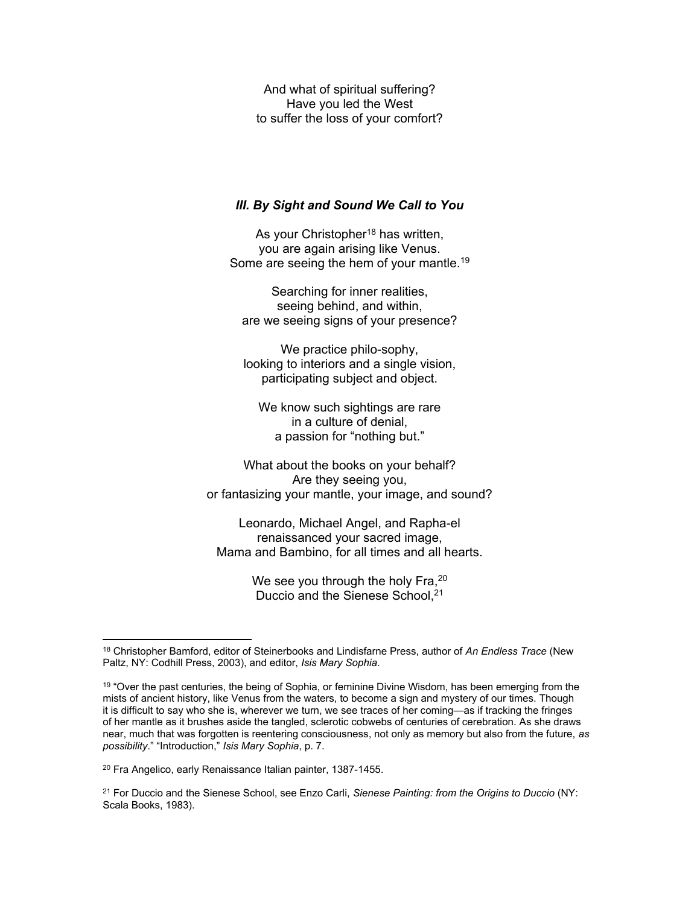And what of spiritual suffering?
Have you led the West
to suffer the loss of your comfort?

### *III. By Sight and Sound We Call to You*

As your Christopher[18] has written,
you are again arising like Venus.
Some are seeing the hem of your mantle.[19]

Searching for inner realities,
seeing behind, and within,
are we seeing signs of your presence?

We practice philo-sophy,
looking to interiors and a single vision,
participating subject and object.

We know such sightings are rare
in a culture of denial,
a passion for "nothing but."

What about the books on your behalf?
Are they seeing you,
or fantasizing your mantle, your image, and sound?

Leonardo, Michael Angel, and Rapha-el
renaissanced your sacred image,
Mama and Bambino, for all times and all hearts.

We see you through the holy Fra,[20]
Duccio and the Sienese School,[21]

---

[18] Christopher Bamford, editor of Steinerbooks and Lindisfarne Press, author of *An Endless Trace* (New Paltz, NY: Codhill Press, 2003), and editor, *Isis Mary Sophia*.

[19] "Over the past centuries, the being of Sophia, or feminine Divine Wisdom, has been emerging from the mists of ancient history, like Venus from the waters, to become a sign and mystery of our times. Though it is difficult to say who she is, wherever we turn, we see traces of her coming—as if tracking the fringes of her mantle as it brushes aside the tangled, sclerotic cobwebs of centuries of cerebration. As she draws near, much that was forgotten is reentering consciousness, not only as memory but also from the future, *as possibility*." "Introduction," *Isis Mary Sophia*, p. 7.

[20] Fra Angelico, early Renaissance Italian painter, 1387-1455.

[21] For Duccio and the Sienese School, see Enzo Carli, *Sienese Painting: from the Origins to Duccio* (NY: Scala Books, 1983).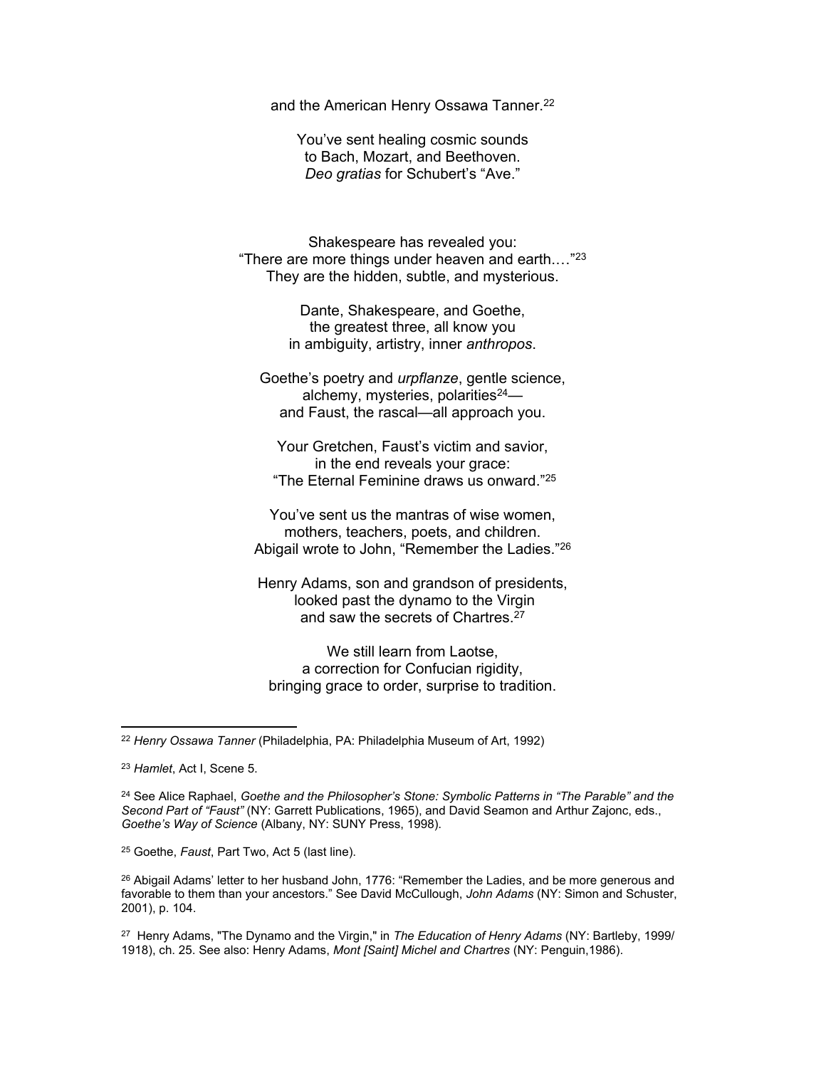and the American Henry Ossawa Tanner.[22]

You've sent healing cosmic sounds  
to Bach, Mozart, and Beethoven.  
*Deo gratias* for Schubert's "Ave."

Shakespeare has revealed you:  
"There are more things under heaven and earth.…"[23]  
They are the hidden, subtle, and mysterious.

Dante, Shakespeare, and Goethe,  
the greatest three, all know you  
in ambiguity, artistry, inner *anthropos*.

Goethe's poetry and *urpflanze*, gentle science,  
alchemy, mysteries, polarities[24]—  
and Faust, the rascal—all approach you.

Your Gretchen, Faust's victim and savior,  
in the end reveals your grace:  
"The Eternal Feminine draws us onward."[25]

You've sent us the mantras of wise women,  
mothers, teachers, poets, and children.  
Abigail wrote to John, "Remember the Ladies."[26]

Henry Adams, son and grandson of presidents,  
looked past the dynamo to the Virgin  
and saw the secrets of Chartres.[27]

We still learn from Laotse,  
a correction for Confucian rigidity,  
bringing grace to order, surprise to tradition.

---

[22] *Henry Ossawa Tanner* (Philadelphia, PA: Philadelphia Museum of Art, 1992)

[23] *Hamlet*, Act I, Scene 5.

[24] See Alice Raphael, *Goethe and the Philosopher's Stone: Symbolic Patterns in "The Parable" and the Second Part of "Faust"* (NY: Garrett Publications, 1965), and David Seamon and Arthur Zajonc, eds., *Goethe's Way of Science* (Albany, NY: SUNY Press, 1998).

[25] Goethe, *Faust*, Part Two, Act 5 (last line).

[26] Abigail Adams' letter to her husband John, 1776: "Remember the Ladies, and be more generous and favorable to them than your ancestors." See David McCullough, *John Adams* (NY: Simon and Schuster, 2001), p. 104.

[27] Henry Adams, "The Dynamo and the Virgin," in *The Education of Henry Adams* (NY: Bartleby, 1999/ 1918), ch. 25. See also: Henry Adams, *Mont [Saint] Michel and Chartres* (NY: Penguin,1986).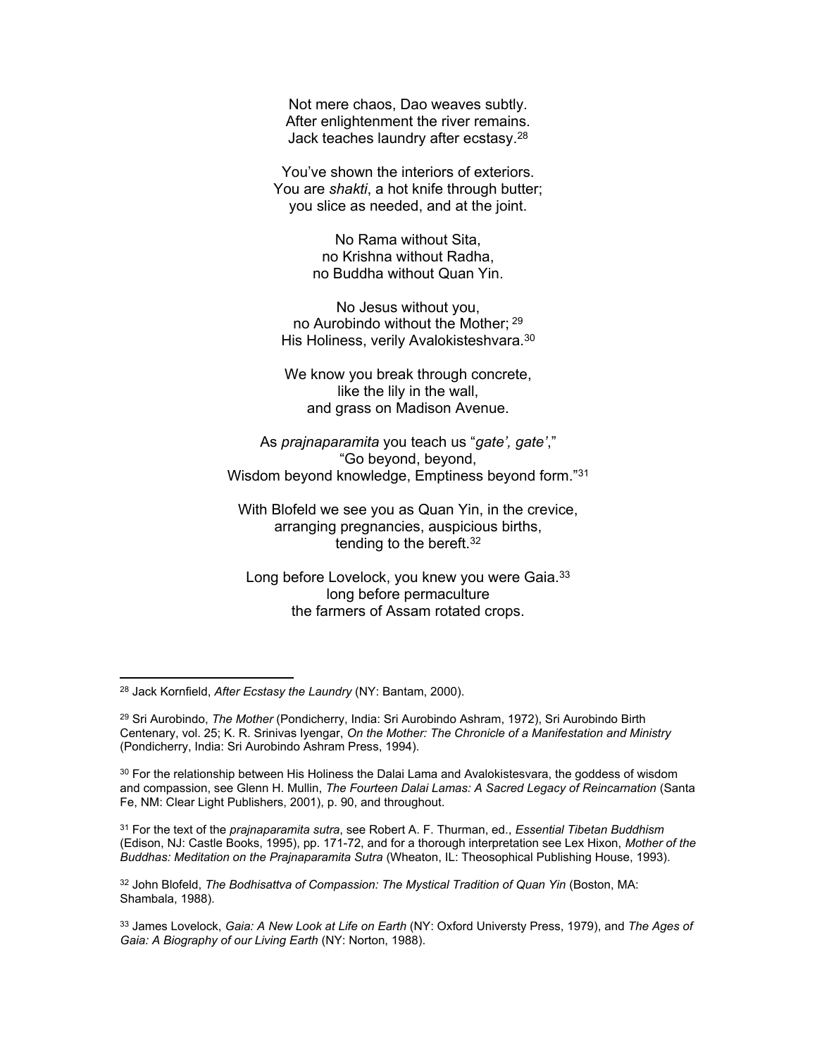Not mere chaos, Dao weaves subtly.
After enlightenment the river remains.
Jack teaches laundry after ecstasy.[28]

You've shown the interiors of exteriors.
You are *shakti*, a hot knife through butter;
you slice as needed, and at the joint.

No Rama without Sita,
no Krishna without Radha,
no Buddha without Quan Yin.

No Jesus without you,
no Aurobindo without the Mother; [29]
His Holiness, verily Avalokisteshvara.[30]

We know you break through concrete,
like the lily in the wall,
and grass on Madison Avenue.

As *prajnaparamita* you teach us "*gate', gate'*,"
"Go beyond, beyond,
Wisdom beyond knowledge, Emptiness beyond form."[31]

With Blofeld we see you as Quan Yin, in the crevice,
arranging pregnancies, auspicious births,
tending to the bereft.[32]

Long before Lovelock, you knew you were Gaia.[33]
long before permaculture
the farmers of Assam rotated crops.

---

[28] Jack Kornfield, *After Ecstasy the Laundry* (NY: Bantam, 2000).

[29] Sri Aurobindo, *The Mother* (Pondicherry, India: Sri Aurobindo Ashram, 1972), Sri Aurobindo Birth Centenary, vol. 25; K. R. Srinivas Iyengar, *On the Mother: The Chronicle of a Manifestation and Ministry* (Pondicherry, India: Sri Aurobindo Ashram Press, 1994).

[30] For the relationship between His Holiness the Dalai Lama and Avalokistesvara, the goddess of wisdom and compassion, see Glenn H. Mullin, *The Fourteen Dalai Lamas: A Sacred Legacy of Reincarnation* (Santa Fe, NM: Clear Light Publishers, 2001), p. 90, and throughout.

[31] For the text of the *prajnaparamita sutra*, see Robert A. F. Thurman, ed., *Essential Tibetan Buddhism* (Edison, NJ: Castle Books, 1995), pp. 171-72, and for a thorough interpretation see Lex Hixon, *Mother of the Buddhas: Meditation on the Prajnaparamita Sutra* (Wheaton, IL: Theosophical Publishing House, 1993).

[32] John Blofeld, *The Bodhisattva of Compassion: The Mystical Tradition of Quan Yin* (Boston, MA: Shambala, 1988).

[33] James Lovelock, *Gaia: A New Look at Life on Earth* (NY: Oxford Universty Press, 1979), and *The Ages of Gaia: A Biography of our Living Earth* (NY: Norton, 1988).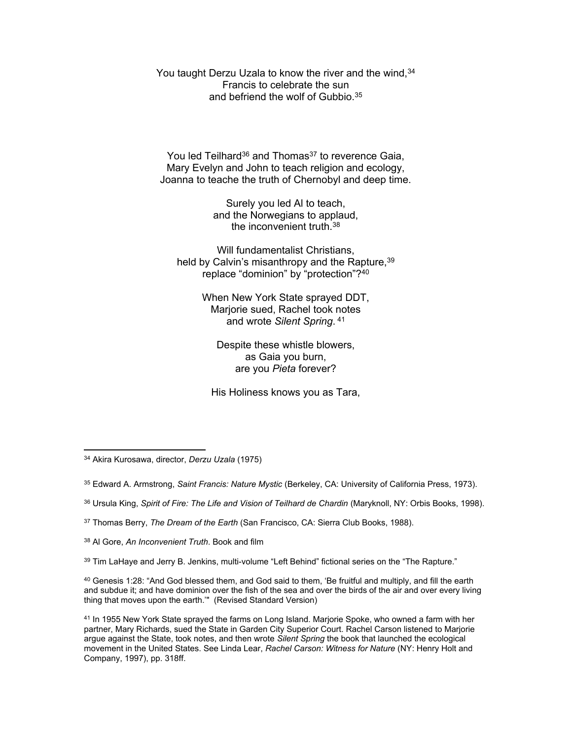You taught Derzu Uzala to know the river and the wind,[34]  
Francis to celebrate the sun  
and befriend the wolf of Gubbio.[35]

You led Teilhard[36] and Thomas[37] to reverence Gaia,  
Mary Evelyn and John to teach religion and ecology,  
Joanna to teache the truth of Chernobyl and deep time.

Surely you led Al to teach,  
and the Norwegians to applaud,  
the inconvenient truth.[38]

Will fundamentalist Christians,  
held by Calvin's misanthropy and the Rapture,[39]  
replace "dominion" by "protection"?[40]

When New York State sprayed DDT,  
Marjorie sued, Rachel took notes  
and wrote *Silent Spring*. [41]

Despite these whistle blowers,  
as Gaia you burn,  
are you *Pieta* forever?

His Holiness knows you as Tara,

---

[34] Akira Kurosawa, director, *Derzu Uzala* (1975)

[35] Edward A. Armstrong, *Saint Francis: Nature Mystic* (Berkeley, CA: University of California Press, 1973).

[36] Ursula King, *Spirit of Fire: The Life and Vision of Teilhard de Chardin* (Maryknoll, NY: Orbis Books, 1998).

[37] Thomas Berry, *The Dream of the Earth* (San Francisco, CA: Sierra Club Books, 1988).

[38] Al Gore, *An Inconvenient Truth*. Book and film

[39] Tim LaHaye and Jerry B. Jenkins, multi-volume "Left Behind" fictional series on the "The Rapture."

[40] Genesis 1:28: "And God blessed them, and God said to them, 'Be fruitful and multiply, and fill the earth and subdue it; and have dominion over the fish of the sea and over the birds of the air and over every living thing that moves upon the earth.'" (Revised Standard Version)

[41] In 1955 New York State sprayed the farms on Long Island. Marjorie Spoke, who owned a farm with her partner, Mary Richards, sued the State in Garden City Superior Court. Rachel Carson listened to Marjorie argue against the State, took notes, and then wrote *Silent Spring* the book that launched the ecological movement in the United States. See Linda Lear, *Rachel Carson: Witness for Nature* (NY: Henry Holt and Company, 1997), pp. 318ff.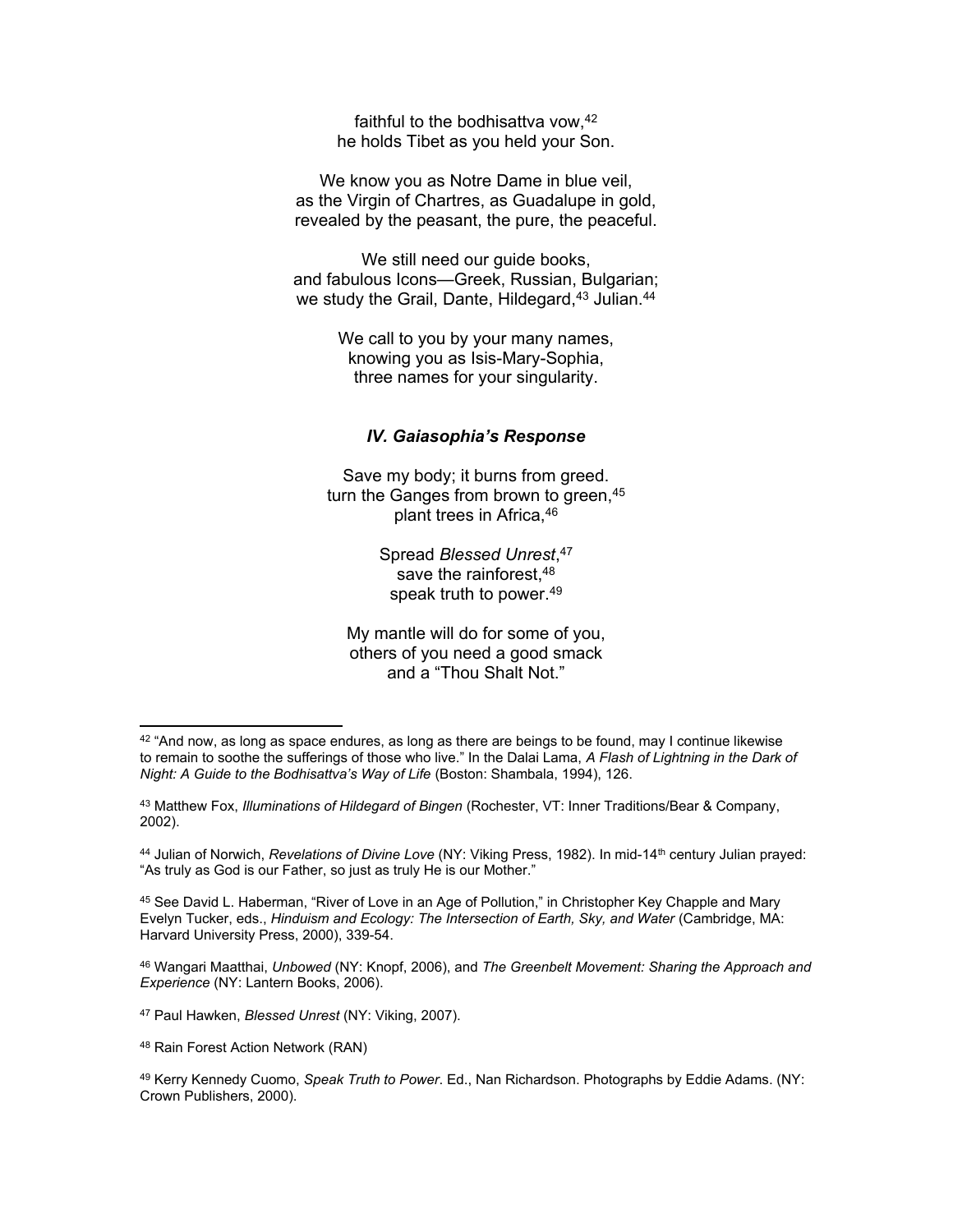faithful to the bodhisattva vow,[42]
he holds Tibet as you held your Son.

We know you as Notre Dame in blue veil,
as the Virgin of Chartres, as Guadalupe in gold,
revealed by the peasant, the pure, the peaceful.

We still need our guide books,
and fabulous Icons—Greek, Russian, Bulgarian;
we study the Grail, Dante, Hildegard,[43] Julian.[44]

We call to you by your many names,
knowing you as Isis-Mary-Sophia,
three names for your singularity.

### *IV. Gaiasophia's Response*

Save my body; it burns from greed.
turn the Ganges from brown to green,[45]
plant trees in Africa,[46]

Spread *Blessed Unrest*,[47]
save the rainforest,[48]
speak truth to power.[49]

My mantle will do for some of you,
others of you need a good smack
and a "Thou Shalt Not."

---

[42] "And now, as long as space endures, as long as there are beings to be found, may I continue likewise to remain to soothe the sufferings of those who live." In the Dalai Lama, *A Flash of Lightning in the Dark of Night: A Guide to the Bodhisattva's Way of Life* (Boston: Shambala, 1994), 126.

[43] Matthew Fox, *Illuminations of Hildegard of Bingen* (Rochester, VT: Inner Traditions/Bear & Company, 2002).

[44] Julian of Norwich, *Revelations of Divine Love* (NY: Viking Press, 1982). In mid-14th century Julian prayed: "As truly as God is our Father, so just as truly He is our Mother."

[45] See David L. Haberman, "River of Love in an Age of Pollution," in Christopher Key Chapple and Mary Evelyn Tucker, eds., *Hinduism and Ecology: The Intersection of Earth, Sky, and Water* (Cambridge, MA: Harvard University Press, 2000), 339-54.

[46] Wangari Maatthai, *Unbowed* (NY: Knopf, 2006), and *The Greenbelt Movement: Sharing the Approach and Experience* (NY: Lantern Books, 2006).

[47] Paul Hawken, *Blessed Unrest* (NY: Viking, 2007).

[48] Rain Forest Action Network (RAN)

[49] Kerry Kennedy Cuomo, *Speak Truth to Power*. Ed., Nan Richardson. Photographs by Eddie Adams. (NY: Crown Publishers, 2000).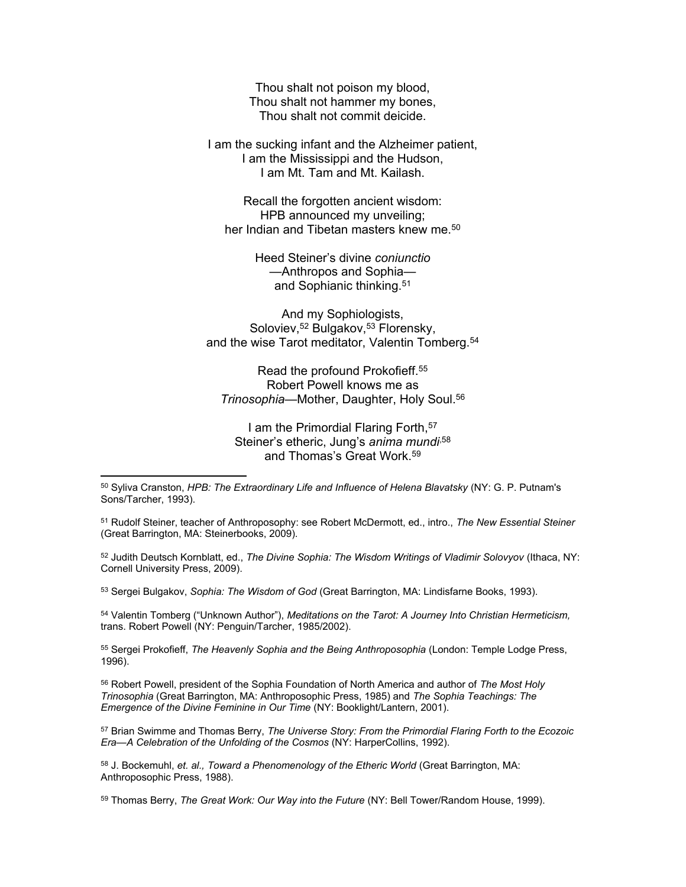Thou shalt not poison my blood,
Thou shalt not hammer my bones,
Thou shalt not commit deicide.

I am the sucking infant and the Alzheimer patient,
I am the Mississippi and the Hudson,
I am Mt. Tam and Mt. Kailash.

Recall the forgotten ancient wisdom:
HPB announced my unveiling;
her Indian and Tibetan masters knew me.[50]

Heed Steiner's divine *coniunctio*
—Anthropos and Sophia—
and Sophianic thinking.[51]

And my Sophiologists,
Soloviev,[52] Bulgakov,[53] Florensky,
and the wise Tarot meditator, Valentin Tomberg.[54]

Read the profound Prokofieff.[55]
Robert Powell knows me as
*Trinosophia*—Mother, Daughter, Holy Soul.[56]

I am the Primordial Flaring Forth,[57]
Steiner's etheric, Jung's *anima mundi*,[58]
and Thomas's Great Work.[59]

---

[50] Syliva Cranston, *HPB: The Extraordinary Life and Influence of Helena Blavatsky* (NY: G. P. Putnam's Sons/Tarcher, 1993).

[51] Rudolf Steiner, teacher of Anthroposophy: see Robert McDermott, ed., intro., *The New Essential Steiner* (Great Barrington, MA: Steinerbooks, 2009).

[52] Judith Deutsch Kornblatt, ed., *The Divine Sophia: The Wisdom Writings of Vladimir Solovyov* (Ithaca, NY: Cornell University Press, 2009).

[53] Sergei Bulgakov, *Sophia: The Wisdom of God* (Great Barrington, MA: Lindisfarne Books, 1993).

[54] Valentin Tomberg ("Unknown Author"), *Meditations on the Tarot: A Journey Into Christian Hermeticism,* trans. Robert Powell (NY: Penguin/Tarcher, 1985/2002).

[55] Sergei Prokofieff, *The Heavenly Sophia and the Being Anthroposophia* (London: Temple Lodge Press, 1996).

[56] Robert Powell, president of the Sophia Foundation of North America and author of *The Most Holy Trinosophia* (Great Barrington, MA: Anthroposophic Press, 1985) and *The Sophia Teachings: The Emergence of the Divine Feminine in Our Time* (NY: Booklight/Lantern, 2001).

[57] Brian Swimme and Thomas Berry, *The Universe Story: From the Primordial Flaring Forth to the Ecozoic Era—A Celebration of the Unfolding of the Cosmos* (NY: HarperCollins, 1992).

[58] J. Bockemuhl, *et. al., Toward a Phenomenology of the Etheric World* (Great Barrington, MA: Anthroposophic Press, 1988).

[59] Thomas Berry, *The Great Work: Our Way into the Future* (NY: Bell Tower/Random House, 1999).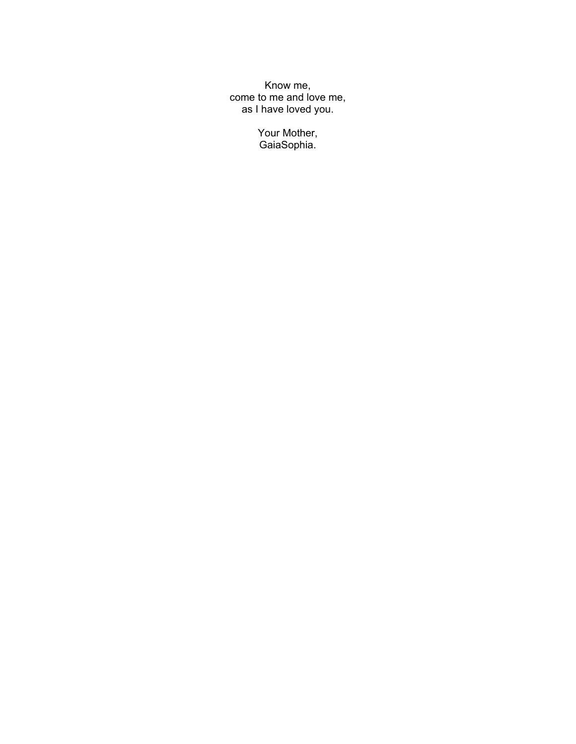Know me,
come to me and love me,
as I have loved you.

Your Mother,
GaiaSophia.